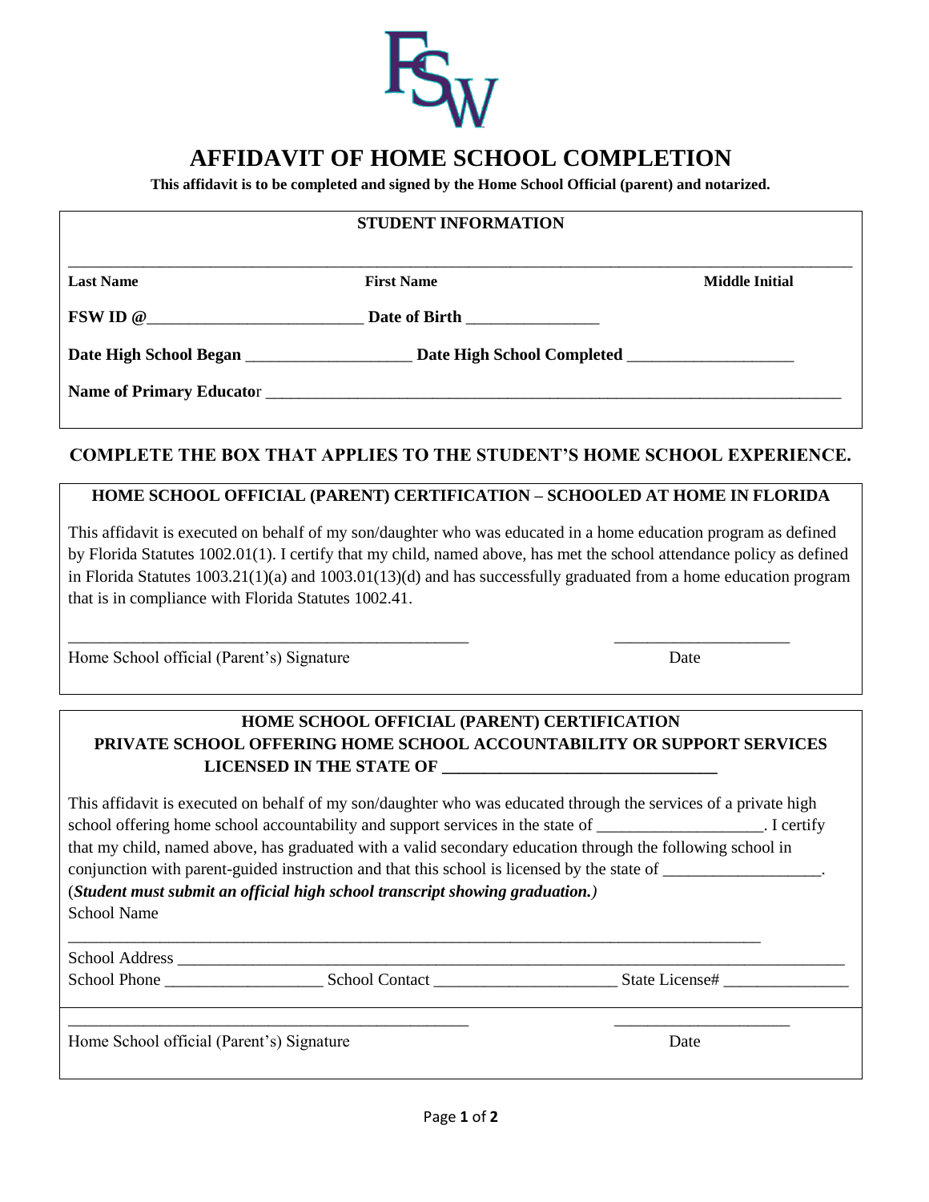# AFFIDAVIT OF HOME SCHOOL COMPLETION

**This affidavit is to be completed and signed by the Home School Official (parent) and notarized.**

## STUDENT INFORMATION

_______________________________________________________________________________

**Last Name** **First Name** **Middle Initial**

**FSW ID @**__________________________ **Date of Birth** ________________

**Date High School Began** ____________________ **Date High School Completed** ____________________

**Name of Primary Educator** ________________________________________________________________________

## COMPLETE THE BOX THAT APPLIES TO THE STUDENT'S HOME SCHOOL EXPERIENCE.

### HOME SCHOOL OFFICIAL (PARENT) CERTIFICATION – SCHOOLED AT HOME IN FLORIDA

This affidavit is executed on behalf of my son/daughter who was educated in a home education program as defined by Florida Statutes 1002.01(1). I certify that my child, named above, has met the school attendance policy as defined in Florida Statutes 1003.21(1)(a) and 1003.01(13)(d) and has successfully graduated from a home education program that is in compliance with Florida Statutes 1002.41.

__________________________________________________ _____________________

Home School official (Parent's) Signature Date

### HOME SCHOOL OFFICIAL (PARENT) CERTIFICATION PRIVATE SCHOOL OFFERING HOME SCHOOL ACCOUNTABILITY OR SUPPORT SERVICES LICENSED IN THE STATE OF ________________________________

This affidavit is executed on behalf of my son/daughter who was educated through the services of a private high school offering home school accountability and support services in the state of ____________________. I certify that my child, named above, has graduated with a valid secondary education through the following school in conjunction with parent-guided instruction and that this school is licensed by the state of ___________________.
(***Student must submit an official high school transcript showing graduation.***)

School Name

_____________________________________________________________________________________

School Address _____________________________________________________________________________________

School Phone ___________________ School Contact ______________________ State License# _______________

__________________________________________________ _____________________

Home School official (Parent's) Signature Date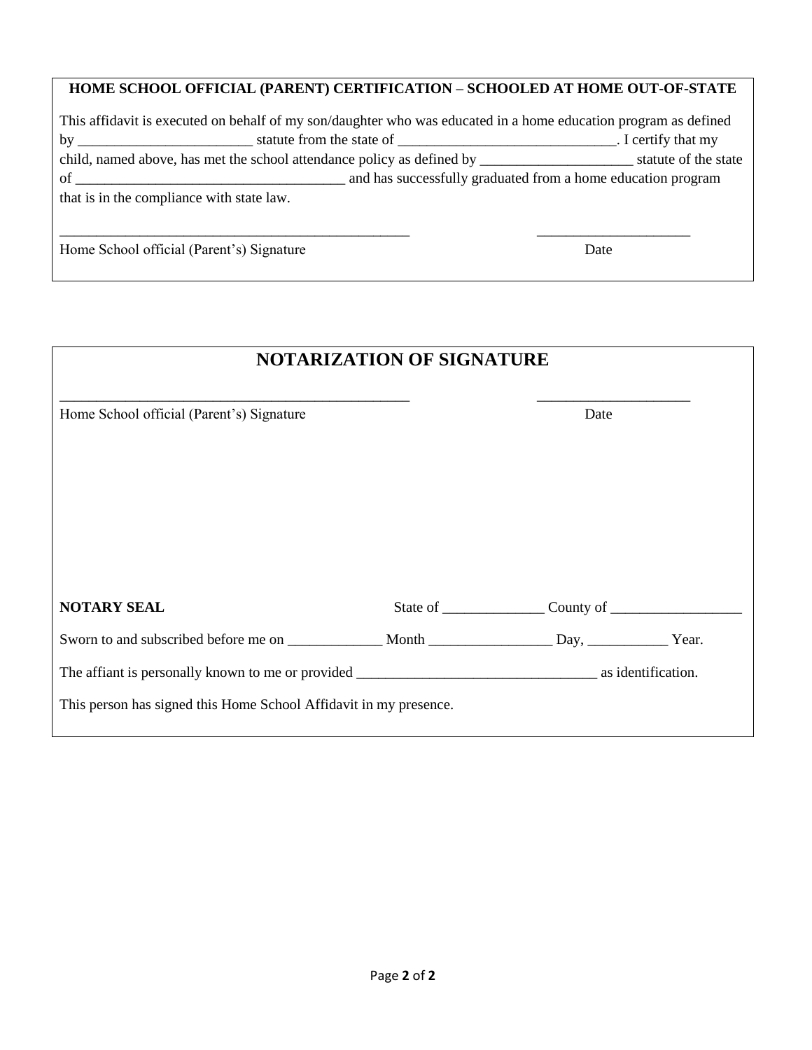**HOME SCHOOL OFFICIAL (PARENT) CERTIFICATION – SCHOOLED AT HOME OUT-OF-STATE**

This affidavit is executed on behalf of my son/daughter who was educated in a home education program as defined by ________________________ statute from the state of ______________________________. I certify that my child, named above, has met the school attendance policy as defined by _____________________ statute of the state of _____________________________________ and has successfully graduated from a home education program that is in the compliance with state law.

_________________________________________________ _____________________

Home School official (Parent's) Signature Date

## NOTARIZATION OF SIGNATURE

_________________________________________________ _____________________

Home School official (Parent's) Signature Date

**NOTARY SEAL** State of ______________ County of __________________

Sworn to and subscribed before me on _____________ Month _________________ Day, ___________ Year.

The affiant is personally known to me or provided _________________________________ as identification.

This person has signed this Home School Affidavit in my presence.